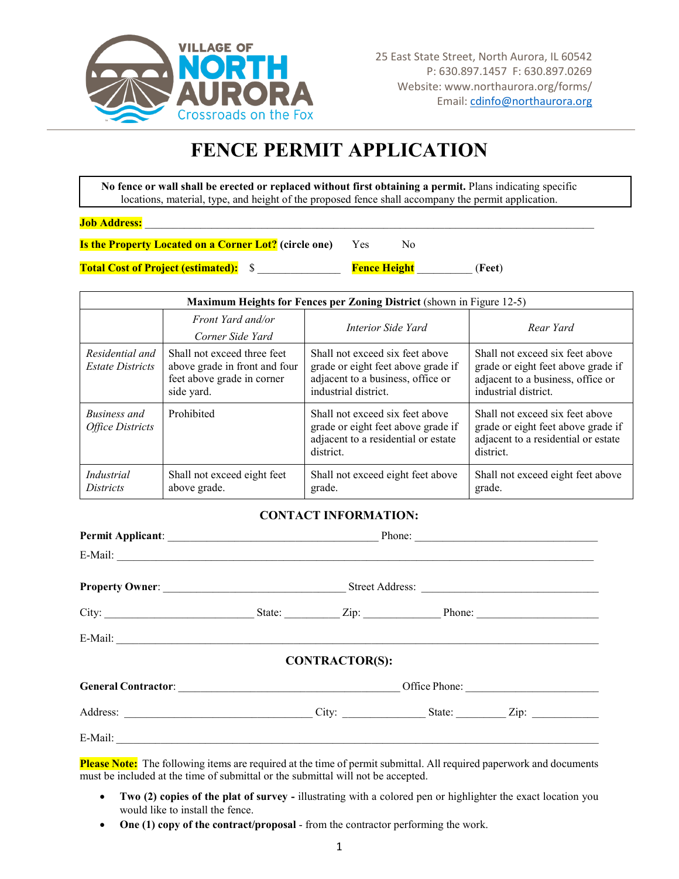VILLAGE OF **NORTH AURORA**
Crossroads on the Fox

25 East State Street, North Aurora, IL 60542
P: 630.897.1457 F: 630.897.0269
Website: www.northaurora.org/forms/
Email: cdinfo@northaurora.org

# FENCE PERMIT APPLICATION

**No fence or wall shall be erected or replaced without first obtaining a permit.** Plans indicating specific locations, material, type, and height of the proposed fence shall accompany the permit application.

**Job Address:** ______________________________________________

**Is the Property Located on a Corner Lot? (circle one)** Yes No

**Total Cost of Project (estimated):** $ _______________ **Fence Height** __________ **(Feet)**

| **Maximum Heights for Fences per Zoning District** (shown in Figure 12-5) | | | |
|---|---|---|---|
| | *Front Yard and/or Corner Side Yard* | *Interior Side Yard* | *Rear Yard* |
| *Residential and Estate Districts* | Shall not exceed three feet above grade in front and four feet above grade in corner side yard. | Shall not exceed six feet above grade or eight feet above grade if adjacent to a business, office or industrial district. | Shall not exceed six feet above grade or eight feet above grade if adjacent to a business, office or industrial district. |
| *Business and Office Districts* | Prohibited | Shall not exceed six feet above grade or eight feet above grade if adjacent to a residential or estate district. | Shall not exceed six feet above grade or eight feet above grade if adjacent to a residential or estate district. |
| *Industrial Districts* | Shall not exceed eight feet above grade. | Shall not exceed eight feet above grade. | Shall not exceed eight feet above grade. |

## CONTACT INFORMATION:

**Permit Applicant**: ______________________________ Phone: ______________________________

E-Mail: ______________________________________________

**Property Owner**: ______________________________ Street Address: ______________________________

City: ______________________ State: __________ Zip: ____________ Phone: ____________________

E-Mail: ______________________________________________

## CONTRACTOR(S):

**General Contractor**: ______________________________ Office Phone: ______________________

Address: ______________________________ City: ______________ State: ________ Zip: ____________

E-Mail: ______________________________________________

**Please Note:** The following items are required at the time of permit submittal. All required paperwork and documents must be included at the time of submittal or the submittal will not be accepted.

- **Two (2) copies of the plat of survey -** illustrating with a colored pen or highlighter the exact location you would like to install the fence.
- **One (1) copy of the contract/proposal** - from the contractor performing the work.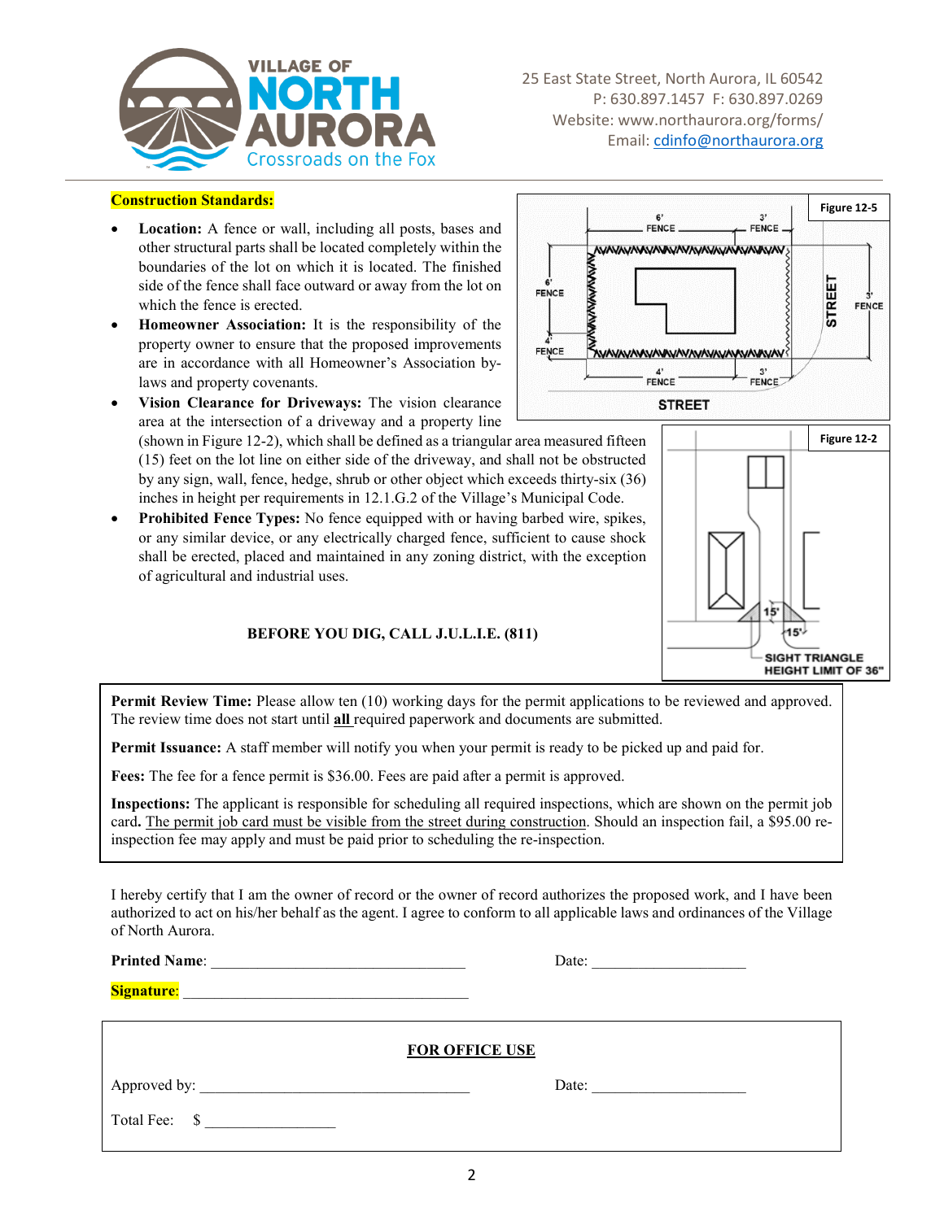VILLAGE OF NORTH AURORA
Crossroads on the Fox

25 East State Street, North Aurora, IL 60542
P: 630.897.1457 F: 630.897.0269
Website: www.northaurora.org/forms/
Email: cdinfo@northaurora.org

**Construction Standards:**

- **Location:** A fence or wall, including all posts, bases and other structural parts shall be located completely within the boundaries of the lot on which it is located. The finished side of the fence shall face outward or away from the lot on which the fence is erected.
- **Homeowner Association:** It is the responsibility of the property owner to ensure that the proposed improvements are in accordance with all Homeowner's Association by-laws and property covenants.
- **Vision Clearance for Driveways:** The vision clearance area at the intersection of a driveway and a property line (shown in Figure 12-2), which shall be defined as a triangular area measured fifteen (15) feet on the lot line on either side of the driveway, and shall not be obstructed by any sign, wall, fence, hedge, shrub or other object which exceeds thirty-six (36) inches in height per requirements in 12.1.G.2 of the Village's Municipal Code.
- **Prohibited Fence Types:** No fence equipped with or having barbed wire, spikes, or any similar device, or any electrically charged fence, sufficient to cause shock shall be erected, placed and maintained in any zoning district, with the exception of agricultural and industrial uses.

Figure 12-5

6' FENCE
3' FENCE
6' FENCE
4' FENCE
STREET
3' FENCE
4' FENCE
3' FENCE
STREET

Figure 12-2

15'
15'
SIGHT TRIANGLE
HEIGHT LIMIT OF 36"

**BEFORE YOU DIG, CALL J.U.L.I.E. (811)**

**Permit Review Time:** Please allow ten (10) working days for the permit applications to be reviewed and approved. The review time does not start until **all** required paperwork and documents are submitted.

**Permit Issuance:** A staff member will notify you when your permit is ready to be picked up and paid for.

**Fees:** The fee for a fence permit is $36.00. Fees are paid after a permit is approved.

**Inspections:** The applicant is responsible for scheduling all required inspections, which are shown on the permit job card**.** The permit job card must be visible from the street during construction. Should an inspection fail, a $95.00 re-inspection fee may apply and must be paid prior to scheduling the re-inspection.

I hereby certify that I am the owner of record or the owner of record authorizes the proposed work, and I have been authorized to act on his/her behalf as the agent. I agree to conform to all applicable laws and ordinances of the Village of North Aurora.

**Printed Name**: ________________________________ Date: ____________________

**Signature**: ______________________________________

**FOR OFFICE USE**

Approved by: __________________________________ Date: ____________________

Total Fee: $ ________________